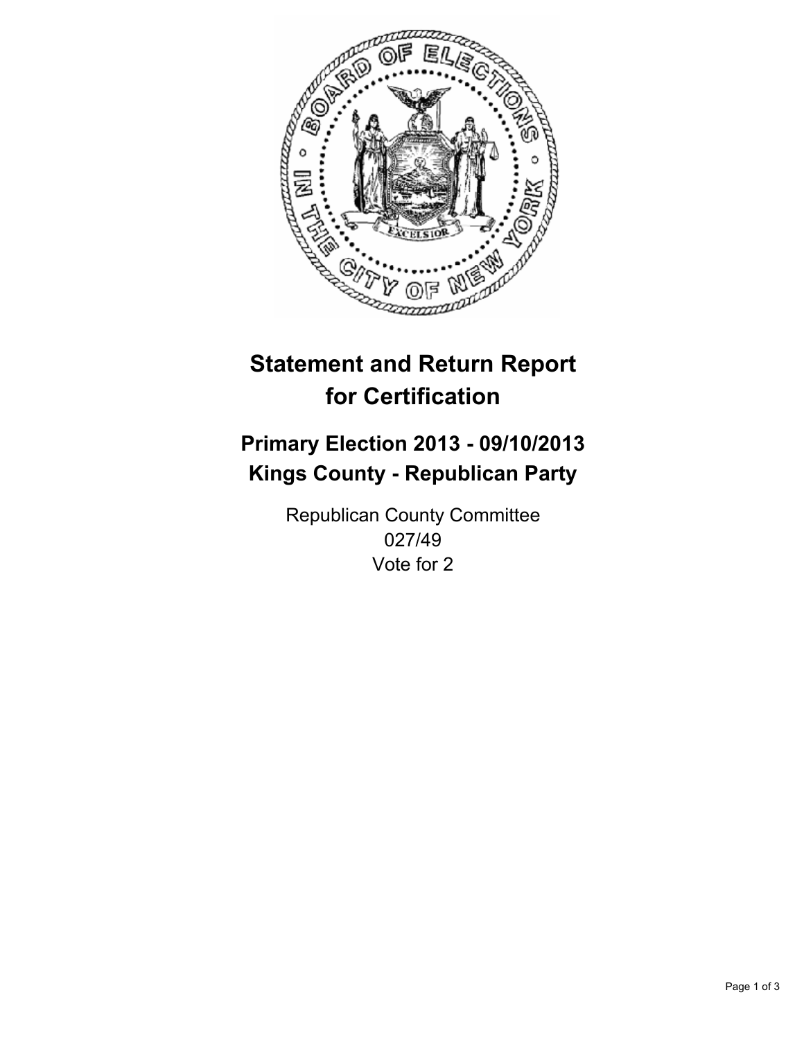# Statement and Return Report for Certification

## Primary Election 2013 - 09/10/2013
## Kings County - Republican Party

Republican County Committee
027/49
Vote for 2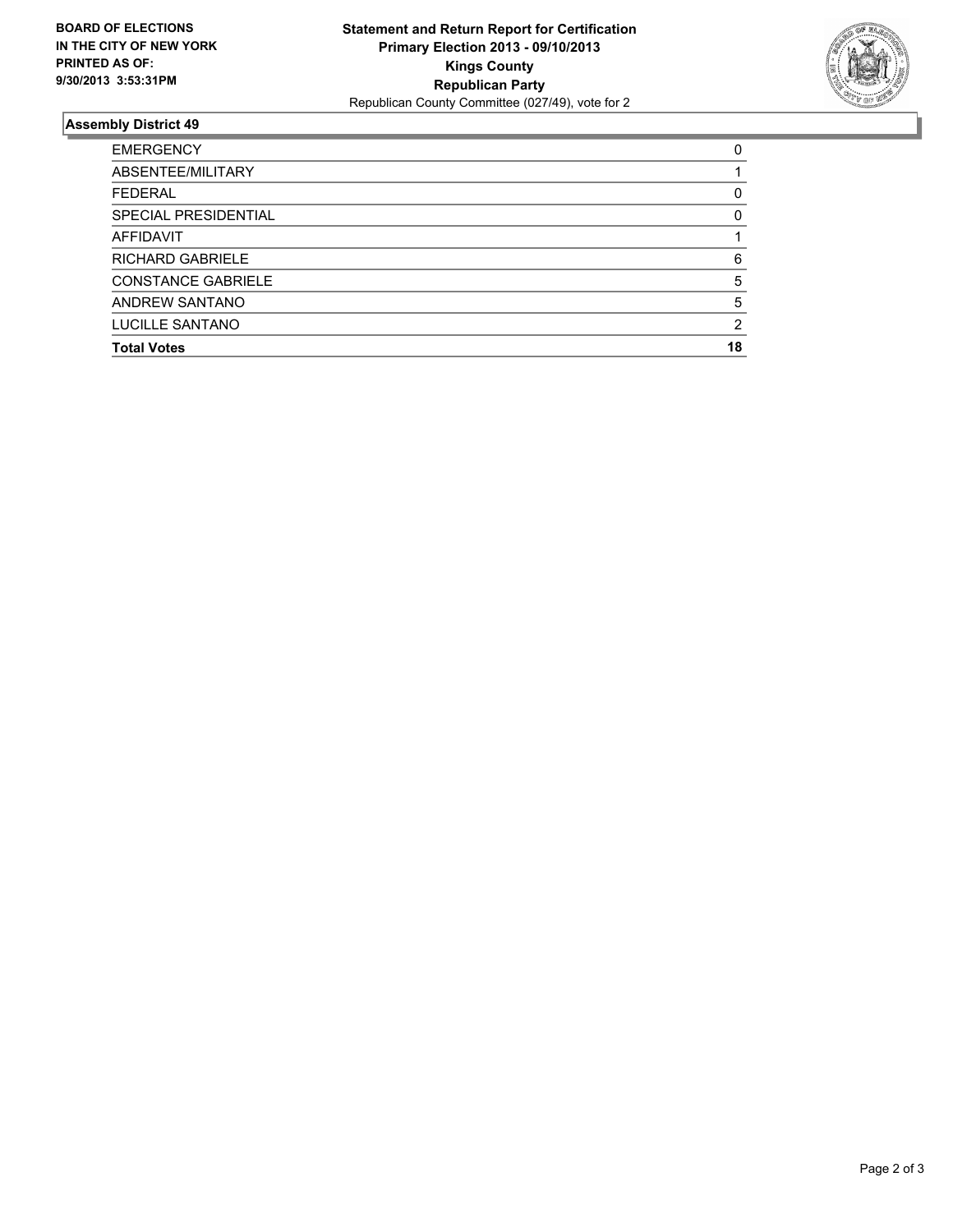**BOARD OF ELECTIONS**
**IN THE CITY OF NEW YORK**
**PRINTED AS OF:**
**9/30/2013 3:53:31PM**

**Statement and Return Report for Certification**
**Primary Election 2013 - 09/10/2013**
**Kings County**
**Republican Party**
Republican County Committee (027/49), vote for 2

### Assembly District 49

| | |
|---|---|
| EMERGENCY | 0 |
| ABSENTEE/MILITARY | 1 |
| FEDERAL | 0 |
| SPECIAL PRESIDENTIAL | 0 |
| AFFIDAVIT | 1 |
| RICHARD GABRIELE | 6 |
| CONSTANCE GABRIELE | 5 |
| ANDREW SANTANO | 5 |
| LUCILLE SANTANO | 2 |
| **Total Votes** | **18** |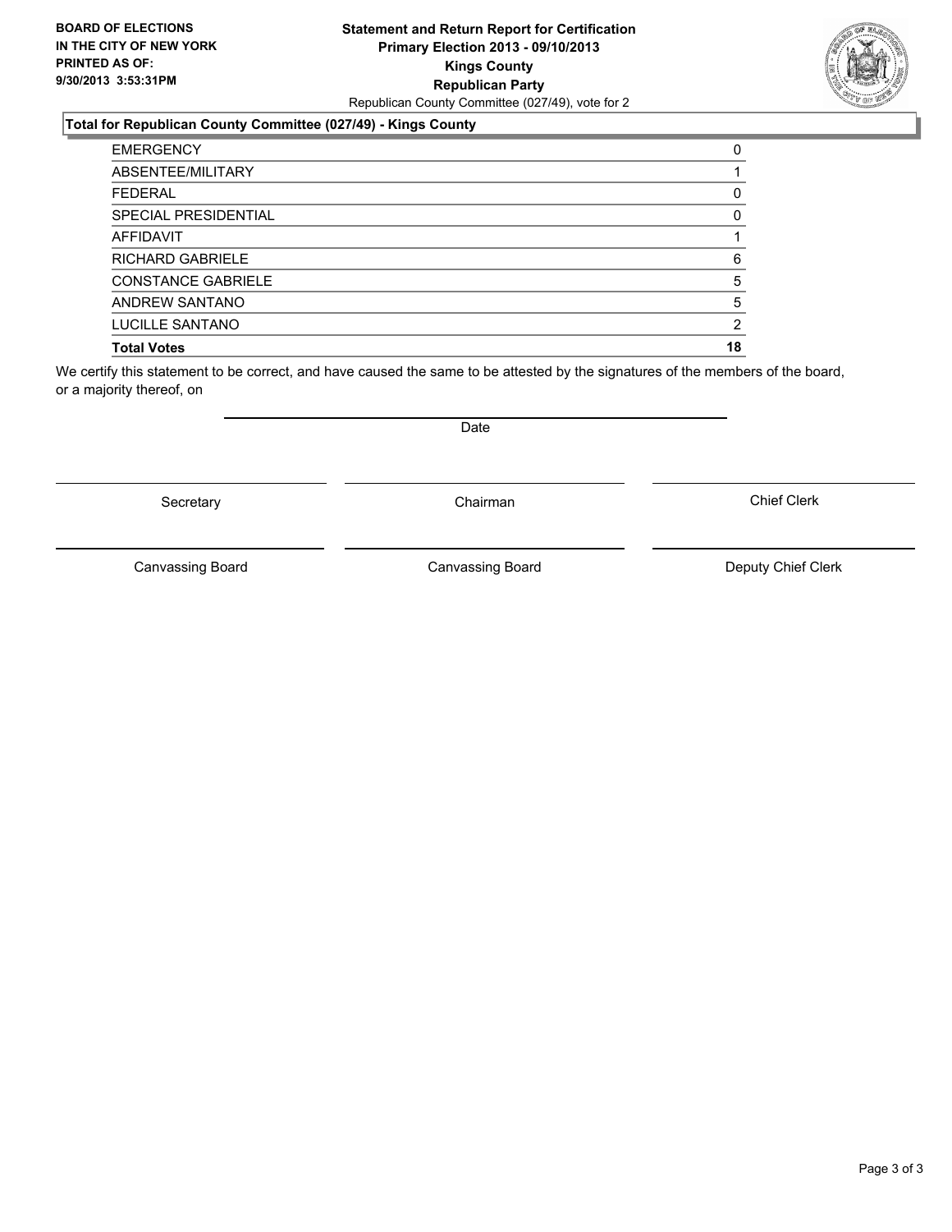**BOARD OF ELECTIONS IN THE CITY OF NEW YORK**
**PRINTED AS OF: 9/30/2013 3:53:31PM**

**Statement and Return Report for Certification**
**Primary Election 2013 - 09/10/2013**
**Kings County**
**Republican Party**
Republican County Committee (027/49), vote for 2

**Total for Republican County Committee (027/49) - Kings County**

| | |
|---|---|
| EMERGENCY | 0 |
| ABSENTEE/MILITARY | 1 |
| FEDERAL | 0 |
| SPECIAL PRESIDENTIAL | 0 |
| AFFIDAVIT | 1 |
| RICHARD GABRIELE | 6 |
| CONSTANCE GABRIELE | 5 |
| ANDREW SANTANO | 5 |
| LUCILLE SANTANO | 2 |
| **Total Votes** | **18** |

We certify this statement to be correct, and have caused the same to be attested by the signatures of the members of the board, or a majority thereof, on

Date

Secretary | Chairman | Chief Clerk

Canvassing Board | Canvassing Board | Deputy Chief Clerk